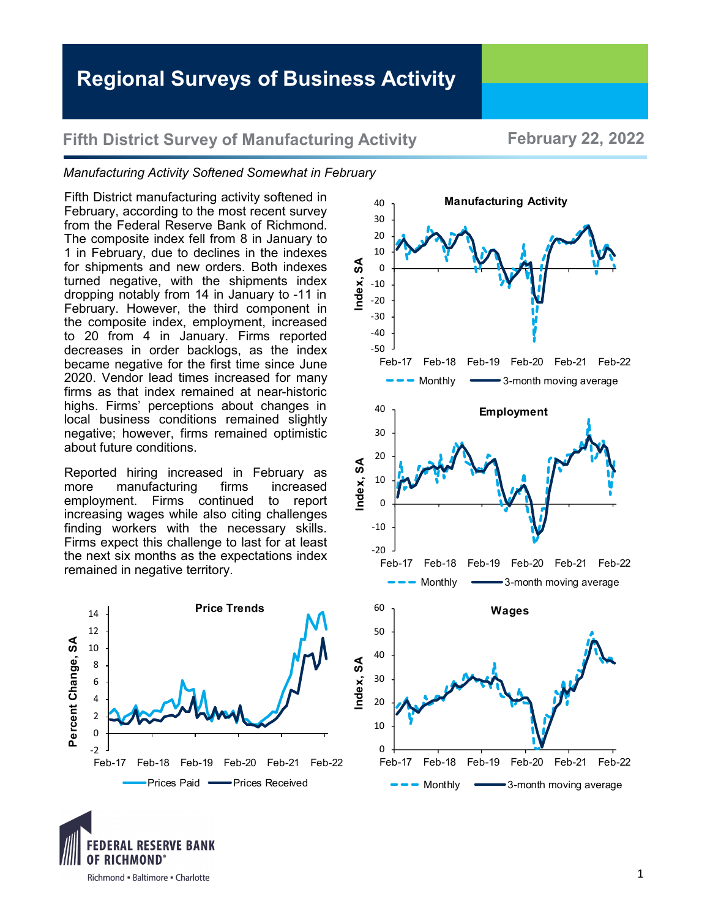# Regional Surveys of Business Activity

## Fifth District Survey of Manufacturing Activity

**February 22, 2022**

*Manufacturing Activity Softened Somewhat in February*

Fifth District manufacturing activity softened in February, according to the most recent survey from the Federal Reserve Bank of Richmond. The composite index fell from 8 in January to 1 in February, due to declines in the indexes for shipments and new orders. Both indexes turned negative, with the shipments index dropping notably from 14 in January to -11 in February. However, the third component in the composite index, employment, increased to 20 from 4 in January. Firms reported decreases in order backlogs, as the index became negative for the first time since June 2020. Vendor lead times increased for many firms as that index remained at near-historic highs. Firms' perceptions about changes in local business conditions remained slightly negative; however, firms remained optimistic about future conditions.

Reported hiring increased in February as more manufacturing firms increased employment. Firms continued to report increasing wages while also citing challenges finding workers with the necessary skills. Firms expect this challenge to last for at least the next six months as the expectations index remained in negative territory.

**Manufacturing Activity**

Index, SA — Monthly; 3-month moving average (Feb-17 to Feb-22)

**Employment**

Index, SA — Monthly; 3-month moving average (Feb-17 to Feb-22)

**Price Trends**

Percent Change, SA — Prices Paid; Prices Received (Feb-17 to Feb-22)

**Wages**

Index, SA — Monthly; 3-month moving average (Feb-17 to Feb-22)

FEDERAL RESERVE BANK OF RICHMOND
Richmond • Baltimore • Charlotte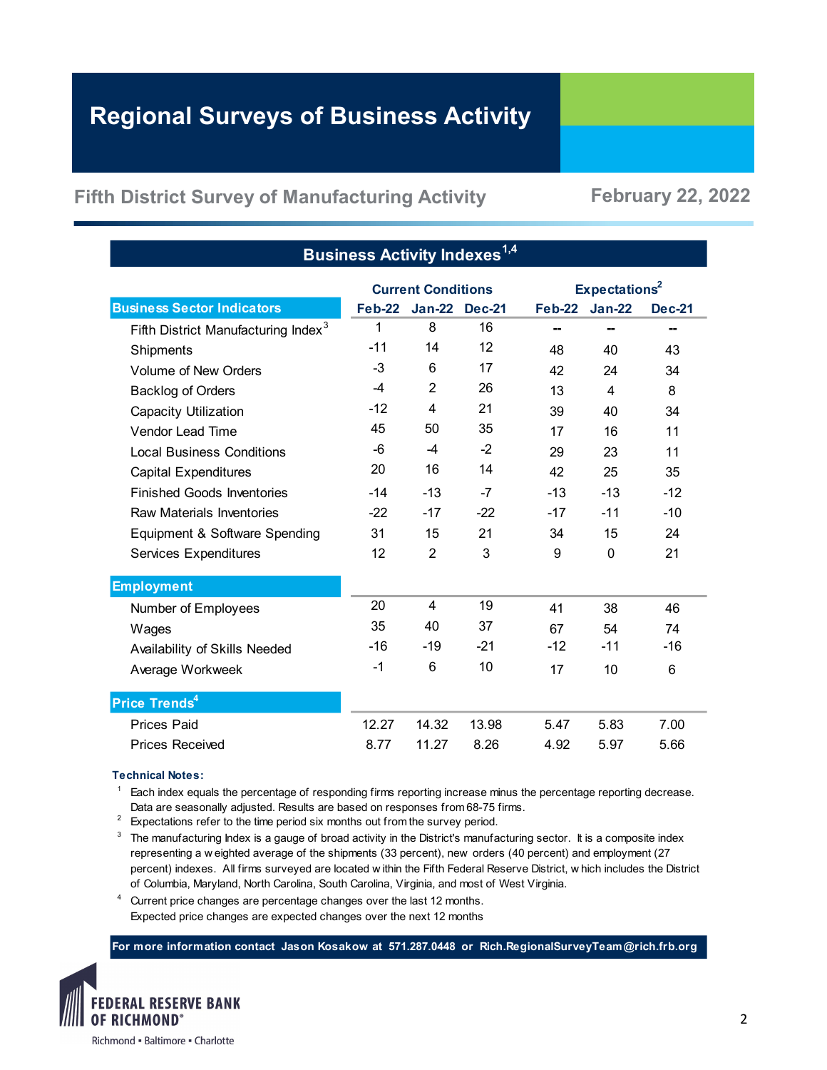# Regional Surveys of Business Activity

## Fifth District Survey of Manufacturing Activity

February 22, 2022

### Business Activity Indexes[1,4]

| Business Sector Indicators | Current Conditions | | | Expectations[2] | | |
|---|---|---|---|---|---|---|
| | Feb-22 | Jan-22 | Dec-21 | Feb-22 | Jan-22 | Dec-21 |
| Fifth District Manufacturing Index[3] | 1 | 8 | 16 | -- | -- | -- |
| Shipments | -11 | 14 | 12 | 48 | 40 | 43 |
| Volume of New Orders | -3 | 6 | 17 | 42 | 24 | 34 |
| Backlog of Orders | -4 | 2 | 26 | 13 | 4 | 8 |
| Capacity Utilization | -12 | 4 | 21 | 39 | 40 | 34 |
| Vendor Lead Time | 45 | 50 | 35 | 17 | 16 | 11 |
| Local Business Conditions | -6 | -4 | -2 | 29 | 23 | 11 |
| Capital Expenditures | 20 | 16 | 14 | 42 | 25 | 35 |
| Finished Goods Inventories | -14 | -13 | -7 | -13 | -13 | -12 |
| Raw Materials Inventories | -22 | -17 | -22 | -17 | -11 | -10 |
| Equipment & Software Spending | 31 | 15 | 21 | 34 | 15 | 24 |
| Services Expenditures | 12 | 2 | 3 | 9 | 0 | 21 |
| **Employment** | | | | | | |
| Number of Employees | 20 | 4 | 19 | 41 | 38 | 46 |
| Wages | 35 | 40 | 37 | 67 | 54 | 74 |
| Availability of Skills Needed | -16 | -19 | -21 | -12 | -11 | -16 |
| Average Workweek | -1 | 6 | 10 | 17 | 10 | 6 |
| **Price Trends[4]** | | | | | | |
| Prices Paid | 12.27 | 14.32 | 13.98 | 5.47 | 5.83 | 7.00 |
| Prices Received | 8.77 | 11.27 | 8.26 | 4.92 | 5.97 | 5.66 |

**Technical Notes:**

1. Each index equals the percentage of responding firms reporting increase minus the percentage reporting decrease. Data are seasonally adjusted. Results are based on responses from 68-75 firms.
2. Expectations refer to the time period six months out from the survey period.
3. The manufacturing Index is a gauge of broad activity in the District's manufacturing sector. It is a composite index representing a weighted average of the shipments (33 percent), new orders (40 percent) and employment (27 percent) indexes. All firms surveyed are located within the Fifth Federal Reserve District, which includes the District of Columbia, Maryland, North Carolina, South Carolina, Virginia, and most of West Virginia.
4. Current price changes are percentage changes over the last 12 months.
   Expected price changes are expected changes over the next 12 months

**For more information contact Jason Kosakow at 571.287.0448 or Rich.RegionalSurveyTeam@rich.frb.org**

FEDERAL RESERVE BANK OF RICHMOND®

Richmond • Baltimore • Charlotte